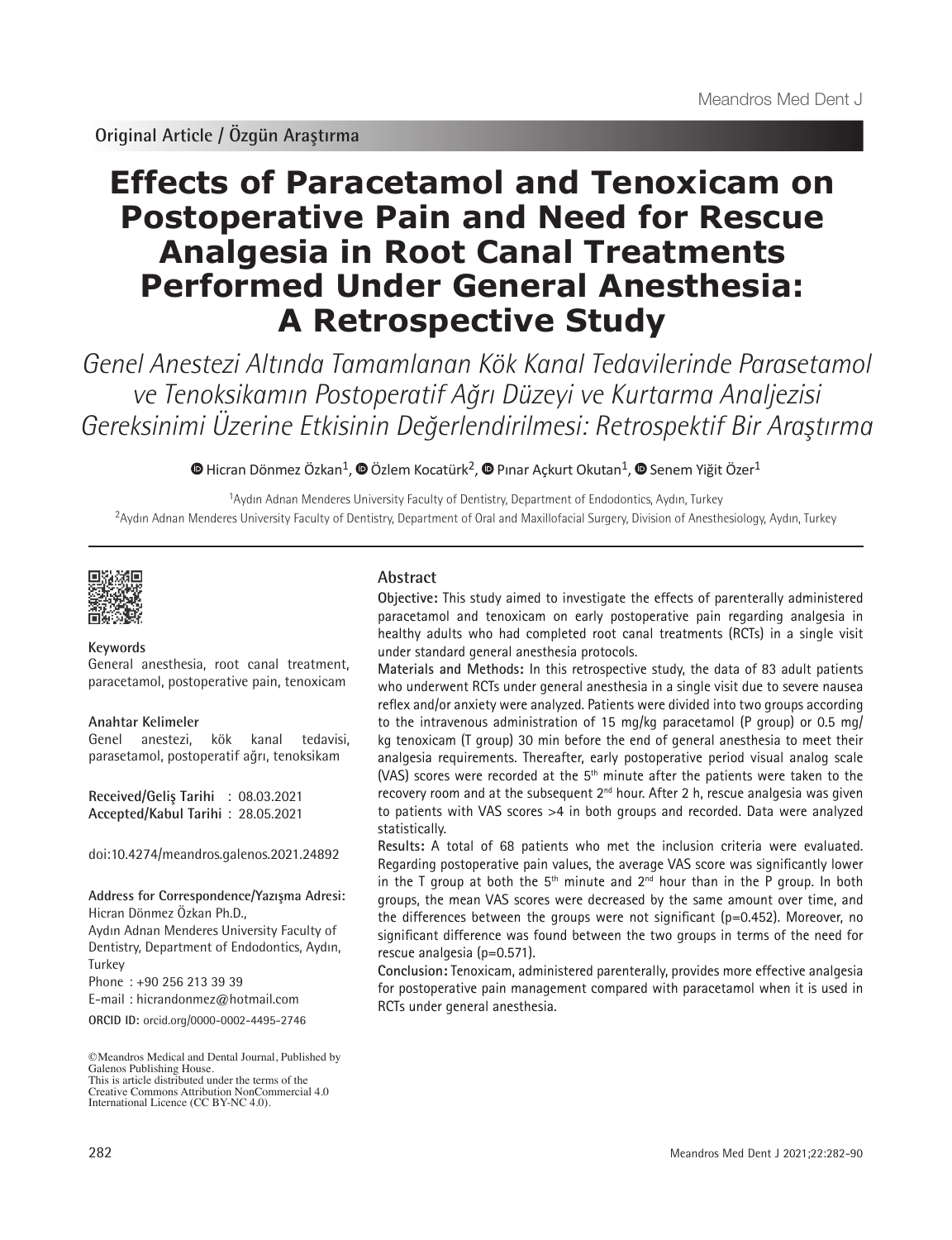Original Article / Özgün Araştırma

# Effects of Paracetamol and Tenoxicam on Postoperative Pain and Need for Rescue Analgesia in Root Canal Treatments Performed Under General Anesthesia: A Retrospective Study

*Genel Anestezi Altında Tamamlanan Kök Kanal Tedavilerinde Parasetamol ve Tenoksikamın Postoperatif Ağrı Düzeyi ve Kurtarma Analjezisi Gereksinimi Üzerine Etkisinin Değerlendirilmesi: Retrospektif Bir Araştırma*

Hicran Dönmez Özkan[1], Özlem Kocatürk[2], Pınar Açkurt Okutan[1], Senem Yiğit Özer[1]

[1]Aydın Adnan Menderes University Faculty of Dentistry, Department of Endodontics, Aydın, Turkey
[2]Aydın Adnan Menderes University Faculty of Dentistry, Department of Oral and Maxillofacial Surgery, Division of Anesthesiology, Aydın, Turkey

## Abstract

**Objective:** This study aimed to investigate the effects of parenterally administered paracetamol and tenoxicam on early postoperative pain regarding analgesia in healthy adults who had completed root canal treatments (RCTs) in a single visit under standard general anesthesia protocols.

**Materials and Methods:** In this retrospective study, the data of 83 adult patients who underwent RCTs under general anesthesia in a single visit due to severe nausea reflex and/or anxiety were analyzed. Patients were divided into two groups according to the intravenous administration of 15 mg/kg paracetamol (P group) or 0.5 mg/kg tenoxicam (T group) 30 min before the end of general anesthesia to meet their analgesia requirements. Thereafter, early postoperative period visual analog scale (VAS) scores were recorded at the 5th minute after the patients were taken to the recovery room and at the subsequent 2nd hour. After 2 h, rescue analgesia was given to patients with VAS scores >4 in both groups and recorded. Data were analyzed statistically.

**Results:** A total of 68 patients who met the inclusion criteria were evaluated. Regarding postoperative pain values, the average VAS score was significantly lower in the T group at both the 5th minute and 2nd hour than in the P group. In both groups, the mean VAS scores were decreased by the same amount over time, and the differences between the groups were not significant ($p=0.452$). Moreover, no significant difference was found between the two groups in terms of the need for rescue analgesia ($p=0.571$).

**Conclusion:** Tenoxicam, administered parenterally, provides more effective analgesia for postoperative pain management compared with paracetamol when it is used in RCTs under general anesthesia.

**Keywords**
General anesthesia, root canal treatment, paracetamol, postoperative pain, tenoxicam

**Anahtar Kelimeler**
Genel anestezi, kök kanal tedavisi, parasetamol, postoperatif ağrı, tenoksikam

**Received/Geliş Tarihi** : 08.03.2021
**Accepted/Kabul Tarihi** : 28.05.2021

doi:10.4274/meandros.galenos.2021.24892

**Address for Correspondence/Yazışma Adresi:**
Hicran Dönmez Özkan Ph.D.,
Aydın Adnan Menderes University Faculty of Dentistry, Department of Endodontics, Aydın, Turkey
Phone : +90 256 213 39 39
E-mail : hicrandonmez@hotmail.com
**ORCID ID:** orcid.org/0000-0002-4495-2746

©Meandros Medical and Dental Journal, Published by Galenos Publishing House.
This is article distributed under the terms of the Creative Commons Attribution NonCommercial 4.0 International Licence (CC BY-NC 4.0).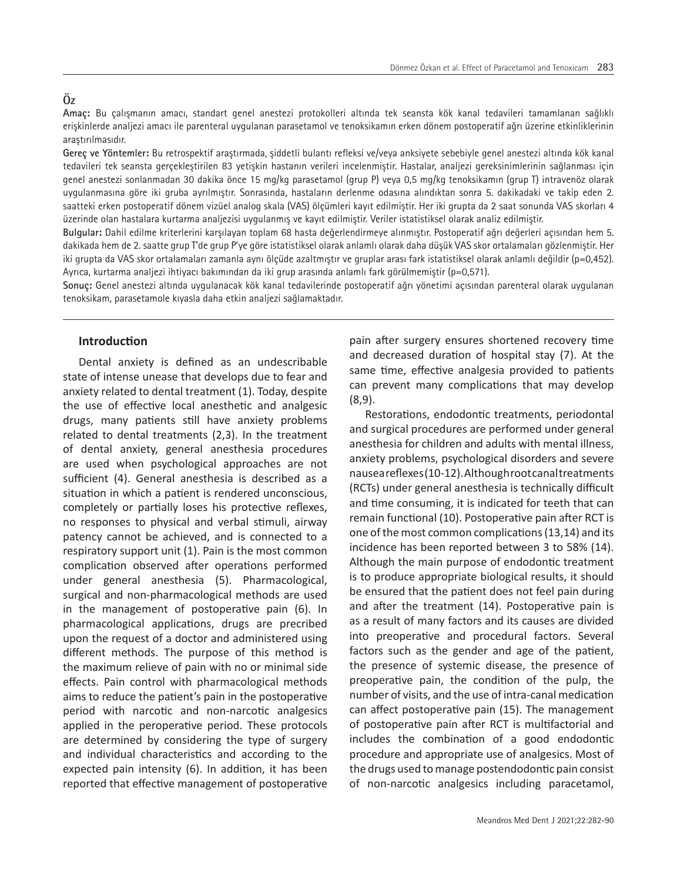## Öz

**Amaç:** Bu çalışmanın amacı, standart genel anestezi protokolleri altında tek seansta kök kanal tedavileri tamamlanan sağlıklı erişkinlerde analjezi amacı ile parenteral uygulanan parasetamol ve tenoksikamın erken dönem postoperatif ağrı üzerine etkinliklerinin araştırılmasıdır.

**Gereç ve Yöntemler:** Bu retrospektif araştırmada, şiddetli bulantı refleksi ve/veya anksiyete sebebiyle genel anestezi altında kök kanal tedavileri tek seansta gerçekleştirilen 83 yetişkin hastanın verileri incelenmiştir. Hastalar, analjezi gereksinimlerinin sağlanması için genel anestezi sonlanmadan 30 dakika önce 15 mg/kg parasetamol (grup P) veya 0,5 mg/kg tenoksikamın (grup T) intravenöz olarak uygulanmasına göre iki gruba ayrılmıştır. Sonrasında, hastaların derlenme odasına alındıktan sonra 5. dakikadaki ve takip eden 2. saatteki erken postoperatif dönem vizüel analog skala (VAS) ölçümleri kayıt edilmiştir. Her iki grupta da 2 saat sonunda VAS skorları 4 üzerinde olan hastalara kurtarma analjezisi uygulanmış ve kayıt edilmiştir. Veriler istatistiksel olarak analiz edilmiştir.

**Bulgular:** Dahil edilme kriterlerini karşılayan toplam 68 hasta değerlendirmeye alınmıştır. Postoperatif ağrı değerleri açısından hem 5. dakikada hem de 2. saatte grup T'de grup P'ye göre istatistiksel olarak anlamlı olarak daha düşük VAS skor ortalamaları gözlenmiştir. Her iki grupta da VAS skor ortalamaları zamanla aynı ölçüde azaltmıştır ve gruplar arası fark istatistiksel olarak anlamlı değildir (p=0,452). Ayrıca, kurtarma analjezi ihtiyacı bakımından da iki grup arasında anlamlı fark görülmemiştir (p=0,571).

**Sonuç:** Genel anestezi altında uygulanacak kök kanal tedavilerinde postoperatif ağrı yönetimi açısından parenteral olarak uygulanan tenoksikam, parasetamole kıyasla daha etkin analjezi sağlamaktadır.

## Introduction

Dental anxiety is defined as an undescribable state of intense unease that develops due to fear and anxiety related to dental treatment (1). Today, despite the use of effective local anesthetic and analgesic drugs, many patients still have anxiety problems related to dental treatments (2,3). In the treatment of dental anxiety, general anesthesia procedures are used when psychological approaches are not sufficient (4). General anesthesia is described as a situation in which a patient is rendered unconscious, completely or partially loses his protective reflexes, no responses to physical and verbal stimuli, airway patency cannot be achieved, and is connected to a respiratory support unit (1). Pain is the most common complication observed after operations performed under general anesthesia (5). Pharmacological, surgical and non-pharmacological methods are used in the management of postoperative pain (6). In pharmacological applications, drugs are precribed upon the request of a doctor and administered using different methods. The purpose of this method is the maximum relieve of pain with no or minimal side effects. Pain control with pharmacological methods aims to reduce the patient's pain in the postoperative period with narcotic and non-narcotic analgesics applied in the peroperative period. These protocols are determined by considering the type of surgery and individual characteristics and according to the expected pain intensity (6). In addition, it has been reported that effective management of postoperative pain after surgery ensures shortened recovery time and decreased duration of hospital stay (7). At the same time, effective analgesia provided to patients can prevent many complications that may develop (8,9).

Restorations, endodontic treatments, periodontal and surgical procedures are performed under general anesthesia for children and adults with mental illness, anxiety problems, psychological disorders and severe nausea reflexes (10-12). Although root canal treatments (RCTs) under general anesthesia is technically difficult and time consuming, it is indicated for teeth that can remain functional (10). Postoperative pain after RCT is one of the most common complications (13,14) and its incidence has been reported between 3 to 58% (14). Although the main purpose of endodontic treatment is to produce appropriate biological results, it should be ensured that the patient does not feel pain during and after the treatment (14). Postoperative pain is as a result of many factors and its causes are divided into preoperative and procedural factors. Several factors such as the gender and age of the patient, the presence of systemic disease, the presence of preoperative pain, the condition of the pulp, the number of visits, and the use of intra-canal medication can affect postoperative pain (15). The management of postoperative pain after RCT is multifactorial and includes the combination of a good endodontic procedure and appropriate use of analgesics. Most of the drugs used to manage postendodontic pain consist of non-narcotic analgesics including paracetamol,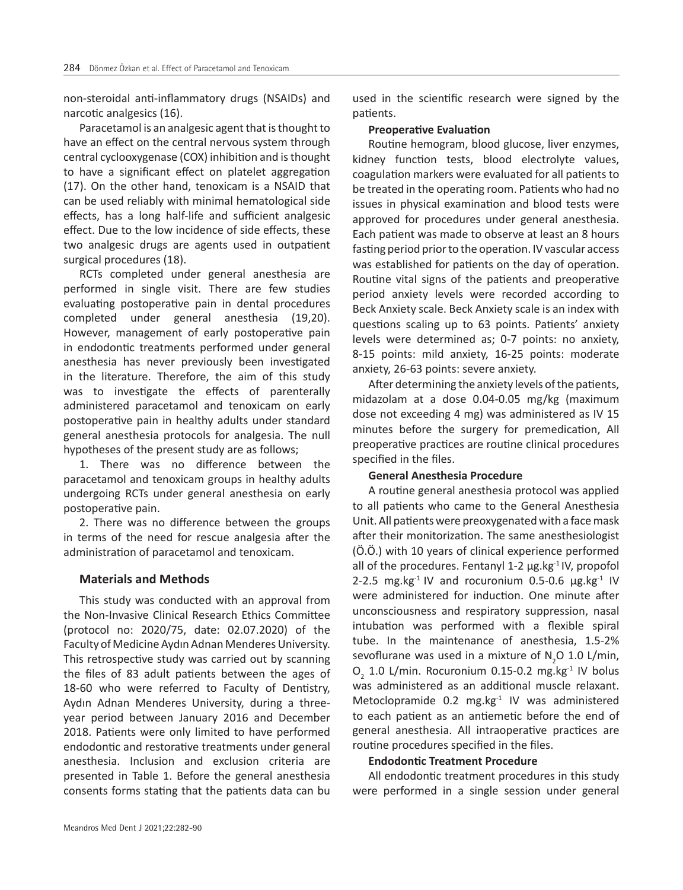non-steroidal anti-inflammatory drugs (NSAIDs) and narcotic analgesics (16).

Paracetamol is an analgesic agent that is thought to have an effect on the central nervous system through central cyclooxygenase (COX) inhibition and is thought to have a significant effect on platelet aggregation (17). On the other hand, tenoxicam is a NSAID that can be used reliably with minimal hematological side effects, has a long half-life and sufficient analgesic effect. Due to the low incidence of side effects, these two analgesic drugs are agents used in outpatient surgical procedures (18).

RCTs completed under general anesthesia are performed in single visit. There are few studies evaluating postoperative pain in dental procedures completed under general anesthesia (19,20). However, management of early postoperative pain in endodontic treatments performed under general anesthesia has never previously been investigated in the literature. Therefore, the aim of this study was to investigate the effects of parenterally administered paracetamol and tenoxicam on early postoperative pain in healthy adults under standard general anesthesia protocols for analgesia. The null hypotheses of the present study are as follows;

1. There was no difference between the paracetamol and tenoxicam groups in healthy adults undergoing RCTs under general anesthesia on early postoperative pain.

2. There was no difference between the groups in terms of the need for rescue analgesia after the administration of paracetamol and tenoxicam.

## Materials and Methods

This study was conducted with an approval from the Non-Invasive Clinical Research Ethics Committee (protocol no: 2020/75, date: 02.07.2020) of the Faculty of Medicine Aydın Adnan Menderes University. This retrospective study was carried out by scanning the files of 83 adult patients between the ages of 18-60 who were referred to Faculty of Dentistry, Aydın Adnan Menderes University, during a three-year period between January 2016 and December 2018. Patients were only limited to have performed endodontic and restorative treatments under general anesthesia. Inclusion and exclusion criteria are presented in Table 1. Before the general anesthesia consents forms stating that the patients data can bu used in the scientific research were signed by the patients.

### Preoperative Evaluation

Routine hemogram, blood glucose, liver enzymes, kidney function tests, blood electrolyte values, coagulation markers were evaluated for all patients to be treated in the operating room. Patients who had no issues in physical examination and blood tests were approved for procedures under general anesthesia. Each patient was made to observe at least an 8 hours fasting period prior to the operation. IV vascular access was established for patients on the day of operation. Routine vital signs of the patients and preoperative period anxiety levels were recorded according to Beck Anxiety scale. Beck Anxiety scale is an index with questions scaling up to 63 points. Patients' anxiety levels were determined as; 0-7 points: no anxiety, 8-15 points: mild anxiety, 16-25 points: moderate anxiety, 26-63 points: severe anxiety.

After determining the anxiety levels of the patients, midazolam at a dose 0.04-0.05 mg/kg (maximum dose not exceeding 4 mg) was administered as IV 15 minutes before the surgery for premedication, All preoperative practices are routine clinical procedures specified in the files.

### General Anesthesia Procedure

A routine general anesthesia protocol was applied to all patients who came to the General Anesthesia Unit. All patients were preoxygenated with a face mask after their monitorization. The same anesthesiologist (Ö.Ö.) with 10 years of clinical experience performed all of the procedures. Fentanyl 1-2 $\mu g.kg^{-1}$ IV, propofol 2-2.5 $mg.kg^{-1}$ IV and rocuronium 0.5-0.6 $\mu g.kg^{-1}$ IV were administered for induction. One minute after unconsciousness and respiratory suppression, nasal intubation was performed with a flexible spiral tube. In the maintenance of anesthesia, 1.5-2% sevoflurane was used in a mixture of $N_2O$ 1.0 L/min, $O_2$ 1.0 L/min. Rocuronium 0.15-0.2 $mg.kg^{-1}$ IV bolus was administered as an additional muscle relaxant. Metoclopramide 0.2 $mg.kg^{-1}$ IV was administered to each patient as an antiemetic before the end of general anesthesia. All intraoperative practices are routine procedures specified in the files.

### Endodontic Treatment Procedure

All endodontic treatment procedures in this study were performed in a single session under general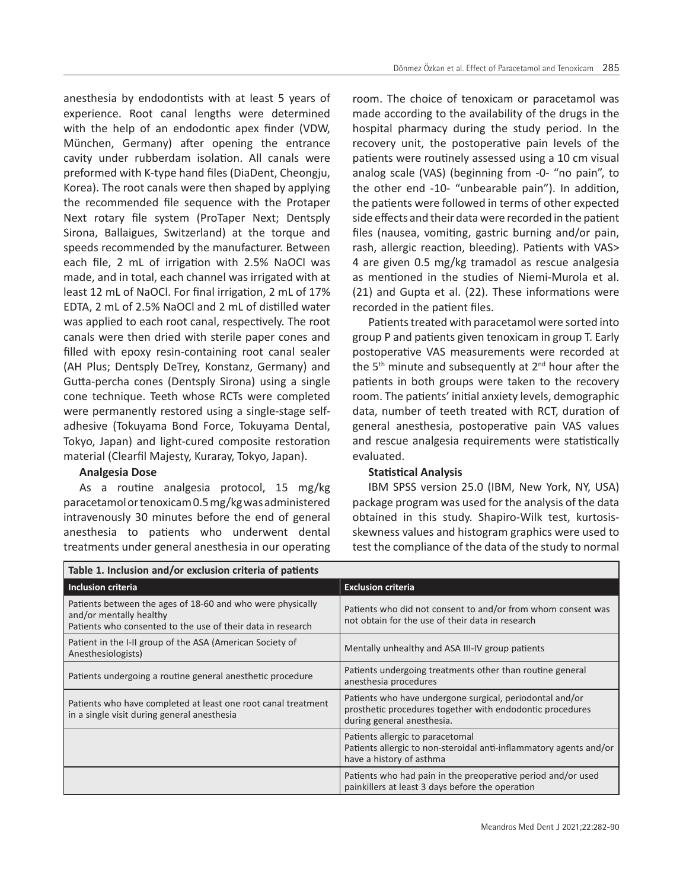anesthesia by endodontists with at least 5 years of experience. Root canal lengths were determined with the help of an endodontic apex finder (VDW, München, Germany) after opening the entrance cavity under rubberdam isolation. All canals were preformed with K-type hand files (DiaDent, Cheongju, Korea). The root canals were then shaped by applying the recommended file sequence with the Protaper Next rotary file system (ProTaper Next; Dentsply Sirona, Ballaigues, Switzerland) at the torque and speeds recommended by the manufacturer. Between each file, 2 mL of irrigation with 2.5% NaOCl was made, and in total, each channel was irrigated with at least 12 mL of NaOCl. For final irrigation, 2 mL of 17% EDTA, 2 mL of 2.5% NaOCl and 2 mL of distilled water was applied to each root canal, respectively. The root canals were then dried with sterile paper cones and filled with epoxy resin-containing root canal sealer (AH Plus; Dentsply DeTrey, Konstanz, Germany) and Gutta-percha cones (Dentsply Sirona) using a single cone technique. Teeth whose RCTs were completed were permanently restored using a single-stage self-adhesive (Tokuyama Bond Force, Tokuyama Dental, Tokyo, Japan) and light-cured composite restoration material (Clearfil Majesty, Kuraray, Tokyo, Japan).

**Analgesia Dose**

As a routine analgesia protocol, 15 mg/kg paracetamol or tenoxicam 0.5 mg/kg was administered intravenously 30 minutes before the end of general anesthesia to patients who underwent dental treatments under general anesthesia in our operating room. The choice of tenoxicam or paracetamol was made according to the availability of the drugs in the hospital pharmacy during the study period. In the recovery unit, the postoperative pain levels of the patients were routinely assessed using a 10 cm visual analog scale (VAS) (beginning from -0- "no pain", to the other end -10- "unbearable pain"). In addition, the patients were followed in terms of other expected side effects and their data were recorded in the patient files (nausea, vomiting, gastric burning and/or pain, rash, allergic reaction, bleeding). Patients with VAS> 4 are given 0.5 mg/kg tramadol as rescue analgesia as mentioned in the studies of Niemi-Murola et al. (21) and Gupta et al. (22). These informations were recorded in the patient files.

Patients treated with paracetamol were sorted into group P and patients given tenoxicam in group T. Early postoperative VAS measurements were recorded at the 5th minute and subsequently at 2nd hour after the patients in both groups were taken to the recovery room. The patients' initial anxiety levels, demographic data, number of teeth treated with RCT, duration of general anesthesia, postoperative pain VAS values and rescue analgesia requirements were statistically evaluated.

**Statistical Analysis**

IBM SPSS version 25.0 (IBM, New York, NY, USA) package program was used for the analysis of the data obtained in this study. Shapiro-Wilk test, kurtosis-skewness values and histogram graphics were used to test the compliance of the data of the study to normal

**Table 1. Inclusion and/or exclusion criteria of patients**

| Inclusion criteria | Exclusion criteria |
|---|---|
| Patients between the ages of 18-60 and who were physically and/or mentally healthy<br>Patients who consented to the use of their data in research | Patients who did not consent to and/or from whom consent was not obtain for the use of their data in research |
| Patient in the I-II group of the ASA (American Society of Anesthesiologists) | Mentally unhealthy and ASA III-IV group patients |
| Patients undergoing a routine general anesthetic procedure | Patients undergoing treatments other than routine general anesthesia procedures |
| Patients who have completed at least one root canal treatment in a single visit during general anesthesia | Patients who have undergone surgical, periodontal and/or prosthetic procedures together with endodontic procedures during general anesthesia. |
| | Patients allergic to paracetomal<br>Patients allergic to non-steroidal anti-inflammatory agents and/or have a history of asthma |
| | Patients who had pain in the preoperative period and/or used painkillers at least 3 days before the operation |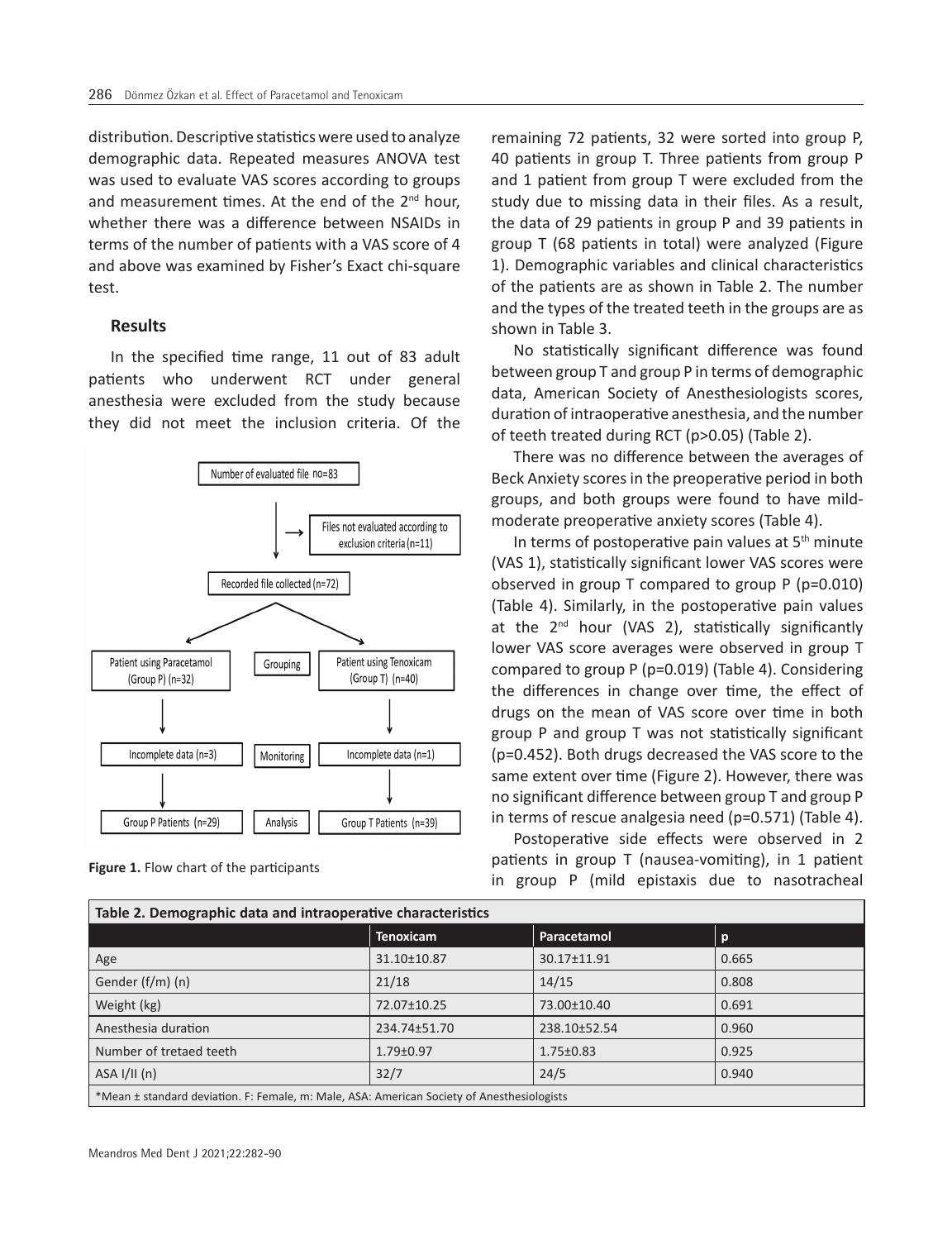distribution. Descriptive statistics were used to analyze demographic data. Repeated measures ANOVA test was used to evaluate VAS scores according to groups and measurement times. At the end of the 2nd hour, whether there was a difference between NSAIDs in terms of the number of patients with a VAS score of 4 and above was examined by Fisher's Exact chi-square test.

## Results

In the specified time range, 11 out of 83 adult patients who underwent RCT under general anesthesia were excluded from the study because they did not meet the inclusion criteria. Of the remaining 72 patients, 32 were sorted into group P, 40 patients in group T. Three patients from group P and 1 patient from group T were excluded from the study due to missing data in their files. As a result, the data of 29 patients in group P and 39 patients in group T (68 patients in total) were analyzed (Figure 1). Demographic variables and clinical characteristics of the patients are as shown in Table 2. The number and the types of the treated teeth in the groups are as shown in Table 3.

Number of evaluated file no=83

Files not evaluated according to exclusion criteria (n=11)

Recorded file collected (n=72)

Grouping

Patient using Paracetamol (Group P) (n=32)

Patient using Tenoxicam (Group T) (n=40)

Monitoring

Incomplete data (n=3)

Incomplete data (n=1)

Analysis

Group P Patients (n=29)

Group T Patients (n=39)

**Figure 1.** Flow chart of the participants

No statistically significant difference was found between group T and group P in terms of demographic data, American Society of Anesthesiologists scores, duration of intraoperative anesthesia, and the number of teeth treated during RCT (p>0.05) (Table 2).

There was no difference between the averages of Beck Anxiety scores in the preoperative period in both groups, and both groups were found to have mild-moderate preoperative anxiety scores (Table 4).

In terms of postoperative pain values at 5th minute (VAS 1), statistically significant lower VAS scores were observed in group T compared to group P (p=0.010) (Table 4). Similarly, in the postoperative pain values at the 2nd hour (VAS 2), statistically significantly lower VAS score averages were observed in group T compared to group P (p=0.019) (Table 4). Considering the differences in change over time, the effect of drugs on the mean of VAS score over time in both group P and group T was not statistically significant (p=0.452). Both drugs decreased the VAS score to the same extent over time (Figure 2). However, there was no significant difference between group T and group P in terms of rescue analgesia need (p=0.571) (Table 4).

Postoperative side effects were observed in 2 patients in group T (nausea-vomiting), in 1 patient in group P (mild epistaxis due to nasotracheal

**Table 2. Demographic data and intraoperative characteristics**

| | Tenoxicam | Paracetamol | p |
|---|---|---|---|
| Age | 31.10±10.87 | 30.17±11.91 | 0.665 |
| Gender (f/m) (n) | 21/18 | 14/15 | 0.808 |
| Weight (kg) | 72.07±10.25 | 73.00±10.40 | 0.691 |
| Anesthesia duration | 234.74±51.70 | 238.10±52.54 | 0.960 |
| Number of tretaed teeth | 1.79±0.97 | 1.75±0.83 | 0.925 |
| ASA I/II (n) | 32/7 | 24/5 | 0.940 |

*Mean ± standard deviation. F: Female, m: Male, ASA: American Society of Anesthesiologists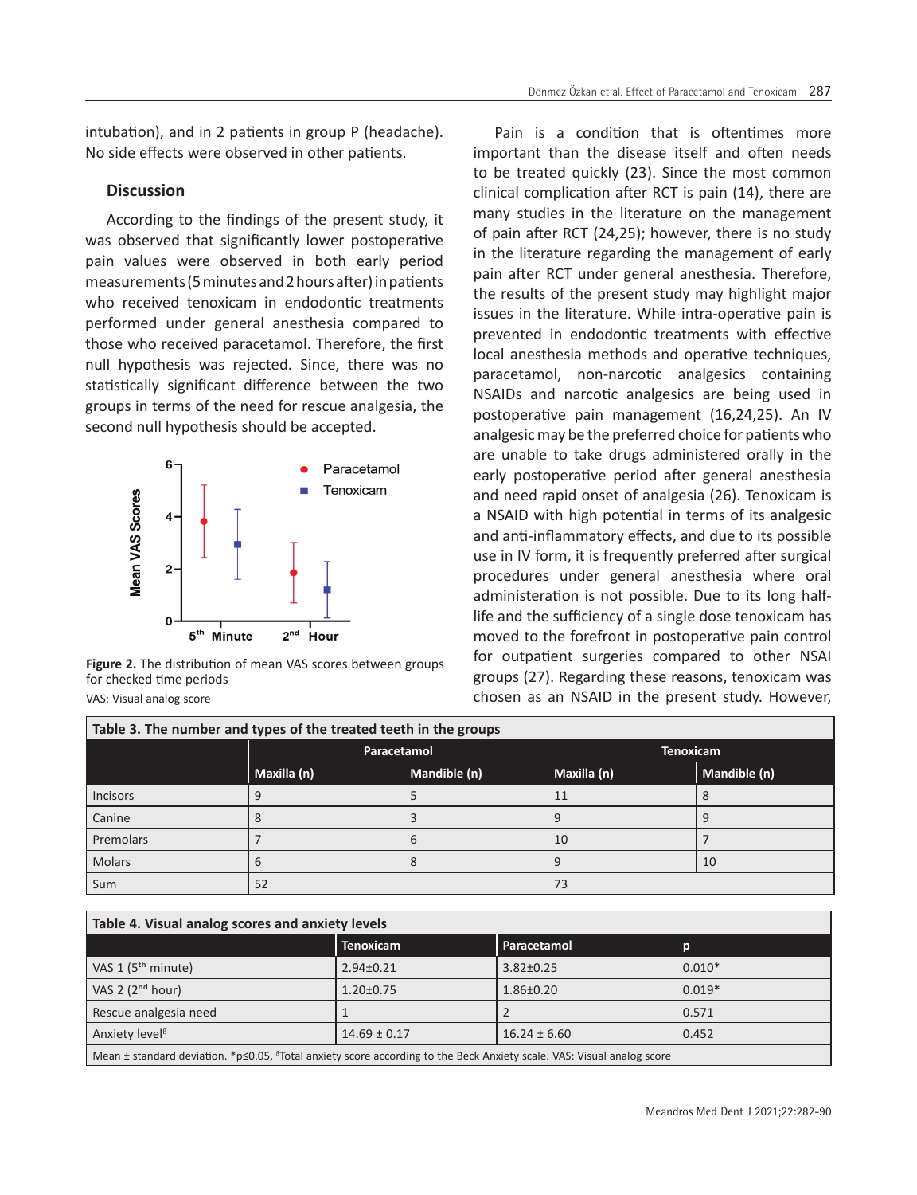intubation), and in 2 patients in group P (headache). No side effects were observed in other patients.

## Discussion

According to the findings of the present study, it was observed that significantly lower postoperative pain values were observed in both early period measurements (5 minutes and 2 hours after) in patients who received tenoxicam in endodontic treatments performed under general anesthesia compared to those who received paracetamol. Therefore, the first null hypothesis was rejected. Since, there was no statistically significant difference between the two groups in terms of the need for rescue analgesia, the second null hypothesis should be accepted.

**Figure 2.** The distribution of mean VAS scores between groups for checked time periods

VAS: Visual analog score

Pain is a condition that is oftentimes more important than the disease itself and often needs to be treated quickly (23). Since the most common clinical complication after RCT is pain (14), there are many studies in the literature on the management of pain after RCT (24,25); however, there is no study in the literature regarding the management of early pain after RCT under general anesthesia. Therefore, the results of the present study may highlight major issues in the literature. While intra-operative pain is prevented in endodontic treatments with effective local anesthesia methods and operative techniques, paracetamol, non-narcotic analgesics containing NSAIDs and narcotic analgesics are being used in postoperative pain management (16,24,25). An IV analgesic may be the preferred choice for patients who are unable to take drugs administered orally in the early postoperative period after general anesthesia and need rapid onset of analgesia (26). Tenoxicam is a NSAID with high potential in terms of its analgesic and anti-inflammatory effects, and due to its possible use in IV form, it is frequently preferred after surgical procedures under general anesthesia where oral administeration is not possible. Due to its long half-life and the sufficiency of a single dose tenoxicam has moved to the forefront in postoperative pain control for outpatient surgeries compared to other NSAI groups (27). Regarding these reasons, tenoxicam was chosen as an NSAID in the present study. However,

**Table 3. The number and types of the treated teeth in the groups**

| | Paracetamol | | Tenoxicam | |
|---|---|---|---|---|
| | Maxilla (n) | Mandible (n) | Maxilla (n) | Mandible (n) |
| Incisors | 9 | 5 | 11 | 8 |
| Canine | 8 | 3 | 9 | 9 |
| Premolars | 7 | 6 | 10 | 7 |
| Molars | 6 | 8 | 9 | 10 |
| Sum | 52 | | 73 | |

**Table 4. Visual analog scores and anxiety levels**

| | Tenoxicam | Paracetamol | p |
|---|---|---|---|
| VAS 1 (5th minute) | 2.94±0.21 | 3.82±0.25 | 0.010* |
| VAS 2 (2nd hour) | 1.20±0.75 | 1.86±0.20 | 0.019* |
| Rescue analgesia need | 1 | 2 | 0.571 |
| Anxiety level[ß] | 14.69 ± 0.17 | 16.24 ± 6.60 | 0.452 |

Mean ± standard deviation. *p≤0.05, [ß]Total anxiety score according to the Beck Anxiety scale. VAS: Visual analog score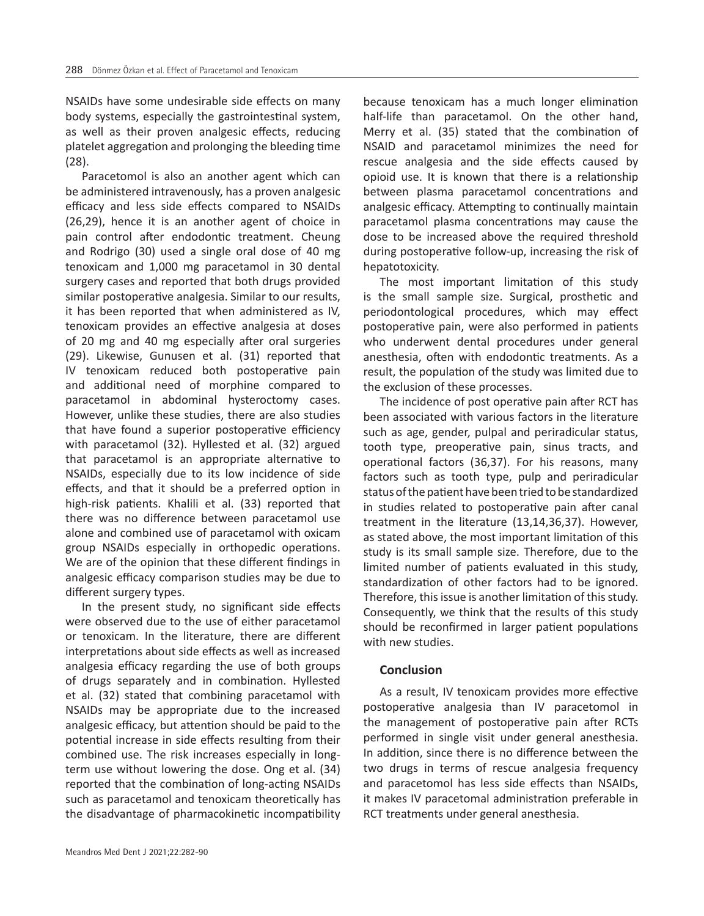NSAIDs have some undesirable side effects on many body systems, especially the gastrointestinal system, as well as their proven analgesic effects, reducing platelet aggregation and prolonging the bleeding time (28).

Paracetomol is also an another agent which can be administered intravenously, has a proven analgesic efficacy and less side effects compared to NSAIDs (26,29), hence it is an another agent of choice in pain control after endodontic treatment. Cheung and Rodrigo (30) used a single oral dose of 40 mg tenoxicam and 1,000 mg paracetamol in 30 dental surgery cases and reported that both drugs provided similar postoperative analgesia. Similar to our results, it has been reported that when administered as IV, tenoxicam provides an effective analgesia at doses of 20 mg and 40 mg especially after oral surgeries (29). Likewise, Gunusen et al. (31) reported that IV tenoxicam reduced both postoperative pain and additional need of morphine compared to paracetamol in abdominal hysteroctomy cases. However, unlike these studies, there are also studies that have found a superior postoperative efficiency with paracetamol (32). Hyllested et al. (32) argued that paracetamol is an appropriate alternative to NSAIDs, especially due to its low incidence of side effects, and that it should be a preferred option in high-risk patients. Khalili et al. (33) reported that there was no difference between paracetamol use alone and combined use of paracetamol with oxicam group NSAIDs especially in orthopedic operations. We are of the opinion that these different findings in analgesic efficacy comparison studies may be due to different surgery types.

In the present study, no significant side effects were observed due to the use of either paracetamol or tenoxicam. In the literature, there are different interpretations about side effects as well as increased analgesia efficacy regarding the use of both groups of drugs separately and in combination. Hyllested et al. (32) stated that combining paracetamol with NSAIDs may be appropriate due to the increased analgesic efficacy, but attention should be paid to the potential increase in side effects resulting from their combined use. The risk increases especially in long-term use without lowering the dose. Ong et al. (34) reported that the combination of long-acting NSAIDs such as paracetamol and tenoxicam theoretically has the disadvantage of pharmacokinetic incompatibility because tenoxicam has a much longer elimination half-life than paracetamol. On the other hand, Merry et al. (35) stated that the combination of NSAID and paracetamol minimizes the need for rescue analgesia and the side effects caused by opioid use. It is known that there is a relationship between plasma paracetamol concentrations and analgesic efficacy. Attempting to continually maintain paracetamol plasma concentrations may cause the dose to be increased above the required threshold during postoperative follow-up, increasing the risk of hepatotoxicity.

The most important limitation of this study is the small sample size. Surgical, prosthetic and periodontological procedures, which may effect postoperative pain, were also performed in patients who underwent dental procedures under general anesthesia, often with endodontic treatments. As a result, the population of the study was limited due to the exclusion of these processes.

The incidence of post operative pain after RCT has been associated with various factors in the literature such as age, gender, pulpal and periradicular status, tooth type, preoperative pain, sinus tracts, and operational factors (36,37). For his reasons, many factors such as tooth type, pulp and periradicular status of the patient have been tried to be standardized in studies related to postoperative pain after canal treatment in the literature (13,14,36,37). However, as stated above, the most important limitation of this study is its small sample size. Therefore, due to the limited number of patients evaluated in this study, standardization of other factors had to be ignored. Therefore, this issue is another limitation of this study. Consequently, we think that the results of this study should be reconfirmed in larger patient populations with new studies.

## Conclusion

As a result, IV tenoxicam provides more effective postoperative analgesia than IV paracetomol in the management of postoperative pain after RCTs performed in single visit under general anesthesia. In addition, since there is no difference between the two drugs in terms of rescue analgesia frequency and paracetomol has less side effects than NSAIDs, it makes IV paracetomal administration preferable in RCT treatments under general anesthesia.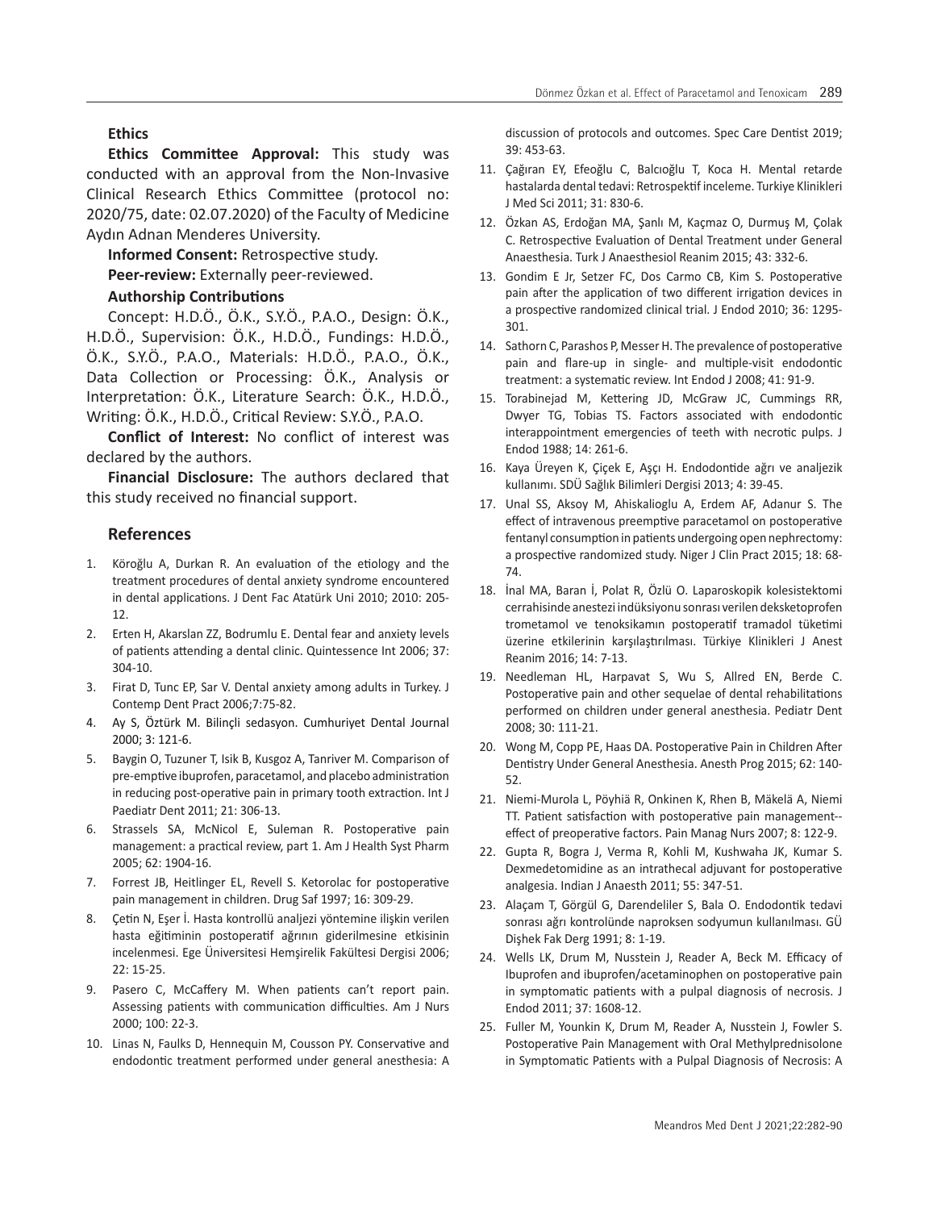## Ethics

**Ethics Committee Approval:** This study was conducted with an approval from the Non-Invasive Clinical Research Ethics Committee (protocol no: 2020/75, date: 02.07.2020) of the Faculty of Medicine Aydın Adnan Menderes University.

**Informed Consent:** Retrospective study.

**Peer-review:** Externally peer-reviewed.

### Authorship Contributions

Concept: H.D.Ö., Ö.K., S.Y.Ö., P.A.O., Design: Ö.K., H.D.Ö., Supervision: Ö.K., H.D.Ö., Fundings: H.D.Ö., Ö.K., S.Y.Ö., P.A.O., Materials: H.D.Ö., P.A.O., Ö.K., Data Collection or Processing: Ö.K., Analysis or Interpretation: Ö.K., Literature Search: Ö.K., H.D.Ö., Writing: Ö.K., H.D.Ö., Critical Review: S.Y.Ö., P.A.O.

**Conflict of Interest:** No conflict of interest was declared by the authors.

**Financial Disclosure:** The authors declared that this study received no financial support.

## References

1. Köroğlu A, Durkan R. An evaluation of the etiology and the treatment procedures of dental anxiety syndrome encountered in dental applications. J Dent Fac Atatürk Uni 2010; 2010: 205-12.
2. Erten H, Akarslan ZZ, Bodrumlu E. Dental fear and anxiety levels of patients attending a dental clinic. Quintessence Int 2006; 37: 304-10.
3. Firat D, Tunc EP, Sar V. Dental anxiety among adults in Turkey. J Contemp Dent Pract 2006;7:75-82.
4. Ay S, Öztürk M. Bilinçli sedasyon. Cumhuriyet Dental Journal 2000; 3: 121-6.
5. Baygin O, Tuzuner T, Isik B, Kusgoz A, Tanriver M. Comparison of pre-emptive ibuprofen, paracetamol, and placebo administration in reducing post-operative pain in primary tooth extraction. Int J Paediatr Dent 2011; 21: 306-13.
6. Strassels SA, McNicol E, Suleman R. Postoperative pain management: a practical review, part 1. Am J Health Syst Pharm 2005; 62: 1904-16.
7. Forrest JB, Heitlinger EL, Revell S. Ketorolac for postoperative pain management in children. Drug Saf 1997; 16: 309-29.
8. Çetin N, Eşer İ. Hasta kontrollü analjezi yöntemine ilişkin verilen hasta eğitiminin postoperatif ağrının giderilmesine etkisinin incelenmesi. Ege Üniversitesi Hemşirelik Fakültesi Dergisi 2006; 22: 15-25.
9. Pasero C, McCaffery M. When patients can't report pain. Assessing patients with communication difficulties. Am J Nurs 2000; 100: 22-3.
10. Linas N, Faulks D, Hennequin M, Cousson PY. Conservative and endodontic treatment performed under general anesthesia: A discussion of protocols and outcomes. Spec Care Dentist 2019; 39: 453-63.
11. Çağıran EY, Efeoğlu C, Balcıoğlu T, Koca H. Mental retarde hastalarda dental tedavi: Retrospektif inceleme. Turkiye Klinikleri J Med Sci 2011; 31: 830-6.
12. Özkan AS, Erdoğan MA, Şanlı M, Kaçmaz O, Durmuş M, Çolak C. Retrospective Evaluation of Dental Treatment under General Anaesthesia. Turk J Anaesthesiol Reanim 2015; 43: 332-6.
13. Gondim E Jr, Setzer FC, Dos Carmo CB, Kim S. Postoperative pain after the application of two different irrigation devices in a prospective randomized clinical trial. J Endod 2010; 36: 1295-301.
14. Sathorn C, Parashos P, Messer H. The prevalence of postoperative pain and flare-up in single- and multiple-visit endodontic treatment: a systematic review. Int Endod J 2008; 41: 91-9.
15. Torabinejad M, Kettering JD, McGraw JC, Cummings RR, Dwyer TG, Tobias TS. Factors associated with endodontic interappointment emergencies of teeth with necrotic pulps. J Endod 1988; 14: 261-6.
16. Kaya Üreyen K, Çiçek E, Aşçı H. Endodontide ağrı ve analjezik kullanımı. SDÜ Sağlık Bilimleri Dergisi 2013; 4: 39-45.
17. Unal SS, Aksoy M, Ahiskalioglu A, Erdem AF, Adanur S. The effect of intravenous preemptive paracetamol on postoperative fentanyl consumption in patients undergoing open nephrectomy: a prospective randomized study. Niger J Clin Pract 2015; 18: 68-74.
18. İnal MA, Baran İ, Polat R, Özlü O. Laparoskopik kolesistektomi cerrahisinde anestezi indüksiyonu sonrası verilen deksketoprofen trometamol ve tenoksikamın postoperatif tramadol tüketimi üzerine etkilerinin karşılaştırılması. Türkiye Klinikleri J Anest Reanim 2016; 14: 7-13.
19. Needleman HL, Harpavat S, Wu S, Allred EN, Berde C. Postoperative pain and other sequelae of dental rehabilitations performed on children under general anesthesia. Pediatr Dent 2008; 30: 111-21.
20. Wong M, Copp PE, Haas DA. Postoperative Pain in Children After Dentistry Under General Anesthesia. Anesth Prog 2015; 62: 140-52.
21. Niemi-Murola L, Pöyhiä R, Onkinen K, Rhen B, Mäkelä A, Niemi TT. Patient satisfaction with postoperative pain management--effect of preoperative factors. Pain Manag Nurs 2007; 8: 122-9.
22. Gupta R, Bogra J, Verma R, Kohli M, Kushwaha JK, Kumar S. Dexmedetomidine as an intrathecal adjuvant for postoperative analgesia. Indian J Anaesth 2011; 55: 347-51.
23. Alaçam T, Görgül G, Darendeliler S, Bala O. Endodontik tedavi sonrası ağrı kontrolünde naproksen sodyumun kullanılması. GÜ Dişhek Fak Derg 1991; 8: 1-19.
24. Wells LK, Drum M, Nusstein J, Reader A, Beck M. Efficacy of Ibuprofen and ibuprofen/acetaminophen on postoperative pain in symptomatic patients with a pulpal diagnosis of necrosis. J Endod 2011; 37: 1608-12.
25. Fuller M, Younkin K, Drum M, Reader A, Nusstein J, Fowler S. Postoperative Pain Management with Oral Methylprednisolone in Symptomatic Patients with a Pulpal Diagnosis of Necrosis: A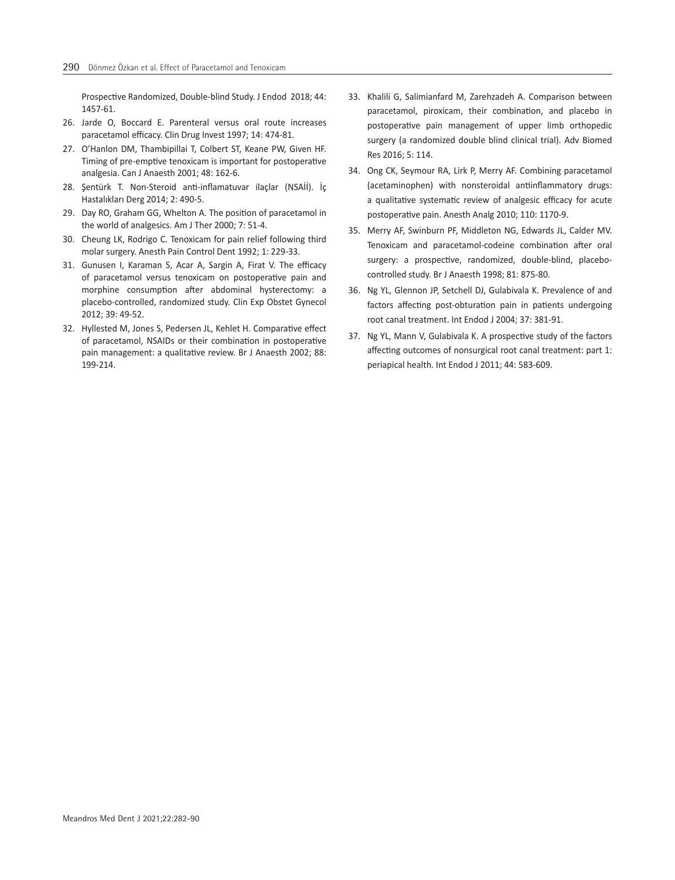Prospective Randomized, Double-blind Study. J Endod 2018; 44: 1457-61.

26. Jarde O, Boccard E. Parenteral versus oral route increases paracetamol efficacy. Clin Drug Invest 1997; 14: 474-81.
27. O'Hanlon DM, Thambipillai T, Colbert ST, Keane PW, Given HF. Timing of pre-emptive tenoxicam is important for postoperative analgesia. Can J Anaesth 2001; 48: 162-6.
28. Şentürk T. Non-Steroid anti-inflamatuvar ilaçlar (NSAİİ). İç Hastalıkları Derg 2014; 2: 490-5.
29. Day RO, Graham GG, Whelton A. The position of paracetamol in the world of analgesics. Am J Ther 2000; 7: 51-4.
30. Cheung LK, Rodrigo C. Tenoxicam for pain relief following third molar surgery. Anesth Pain Control Dent 1992; 1: 229-33.
31. Gunusen I, Karaman S, Acar A, Sargin A, Firat V. The efficacy of paracetamol versus tenoxicam on postoperative pain and morphine consumption after abdominal hysterectomy: a placebo-controlled, randomized study. Clin Exp Obstet Gynecol 2012; 39: 49-52.
32. Hyllested M, Jones S, Pedersen JL, Kehlet H. Comparative effect of paracetamol, NSAIDs or their combination in postoperative pain management: a qualitative review. Br J Anaesth 2002; 88: 199-214.
33. Khalili G, Salimianfard M, Zarehzadeh A. Comparison between paracetamol, piroxicam, their combination, and placebo in postoperative pain management of upper limb orthopedic surgery (a randomized double blind clinical trial). Adv Biomed Res 2016; 5: 114.
34. Ong CK, Seymour RA, Lirk P, Merry AF. Combining paracetamol (acetaminophen) with nonsteroidal antiinflammatory drugs: a qualitative systematic review of analgesic efficacy for acute postoperative pain. Anesth Analg 2010; 110: 1170-9.
35. Merry AF, Swinburn PF, Middleton NG, Edwards JL, Calder MV. Tenoxicam and paracetamol-codeine combination after oral surgery: a prospective, randomized, double-blind, placebo-controlled study. Br J Anaesth 1998; 81: 875-80.
36. Ng YL, Glennon JP, Setchell DJ, Gulabivala K. Prevalence of and factors affecting post-obturation pain in patients undergoing root canal treatment. Int Endod J 2004; 37: 381-91.
37. Ng YL, Mann V, Gulabivala K. A prospective study of the factors affecting outcomes of nonsurgical root canal treatment: part 1: periapical health. Int Endod J 2011; 44: 583-609.